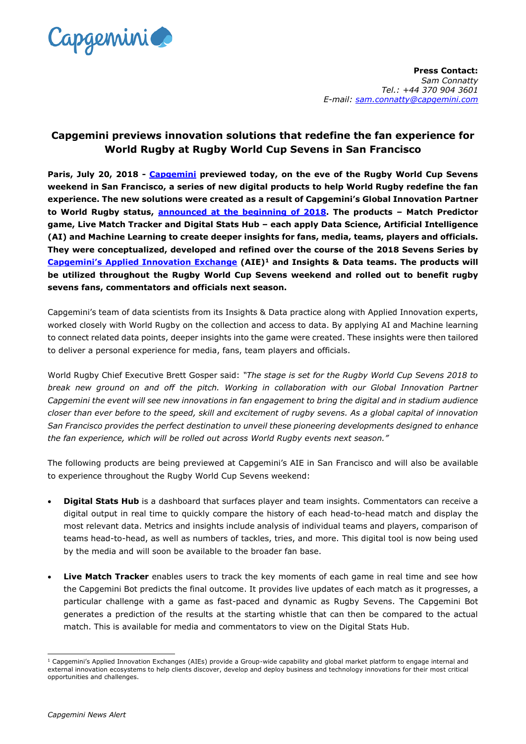**Press Contact:**
*Sam Connatty*
*Tel.: +44 370 904 3601*
*E-mail: sam.connatty@capgemini.com*

# Capgemini previews innovation solutions that redefine the fan experience for World Rugby at Rugby World Cup Sevens in San Francisco

**Paris, July 20, 2018 - Capgemini previewed today, on the eve of the Rugby World Cup Sevens weekend in San Francisco, a series of new digital products to help World Rugby redefine the fan experience. The new solutions were created as a result of Capgemini's Global Innovation Partner to World Rugby status, announced at the beginning of 2018. The products – Match Predictor game, Live Match Tracker and Digital Stats Hub – each apply Data Science, Artificial Intelligence (AI) and Machine Learning to create deeper insights for fans, media, teams, players and officials. They were conceptualized, developed and refined over the course of the 2018 Sevens Series by Capgemini's Applied Innovation Exchange (AIE)[1] and Insights & Data teams. The products will be utilized throughout the Rugby World Cup Sevens weekend and rolled out to benefit rugby sevens fans, commentators and officials next season.**

Capgemini's team of data scientists from its Insights & Data practice along with Applied Innovation experts, worked closely with World Rugby on the collection and access to data. By applying AI and Machine learning to connect related data points, deeper insights into the game were created. These insights were then tailored to deliver a personal experience for media, fans, team players and officials.

World Rugby Chief Executive Brett Gosper said: *"The stage is set for the Rugby World Cup Sevens 2018 to break new ground on and off the pitch. Working in collaboration with our Global Innovation Partner Capgemini the event will see new innovations in fan engagement to bring the digital and in stadium audience closer than ever before to the speed, skill and excitement of rugby sevens. As a global capital of innovation San Francisco provides the perfect destination to unveil these pioneering developments designed to enhance the fan experience, which will be rolled out across World Rugby events next season."*

The following products are being previewed at Capgemini's AIE in San Francisco and will also be available to experience throughout the Rugby World Cup Sevens weekend:

- **Digital Stats Hub** is a dashboard that surfaces player and team insights. Commentators can receive a digital output in real time to quickly compare the history of each head-to-head match and display the most relevant data. Metrics and insights include analysis of individual teams and players, comparison of teams head-to-head, as well as numbers of tackles, tries, and more. This digital tool is now being used by the media and will soon be available to the broader fan base.

- **Live Match Tracker** enables users to track the key moments of each game in real time and see how the Capgemini Bot predicts the final outcome. It provides live updates of each match as it progresses, a particular challenge with a game as fast-paced and dynamic as Rugby Sevens. The Capgemini Bot generates a prediction of the results at the starting whistle that can then be compared to the actual match. This is available for media and commentators to view on the Digital Stats Hub.

[1] Capgemini's Applied Innovation Exchanges (AIEs) provide a Group-wide capability and global market platform to engage internal and external innovation ecosystems to help clients discover, develop and deploy business and technology innovations for their most critical opportunities and challenges.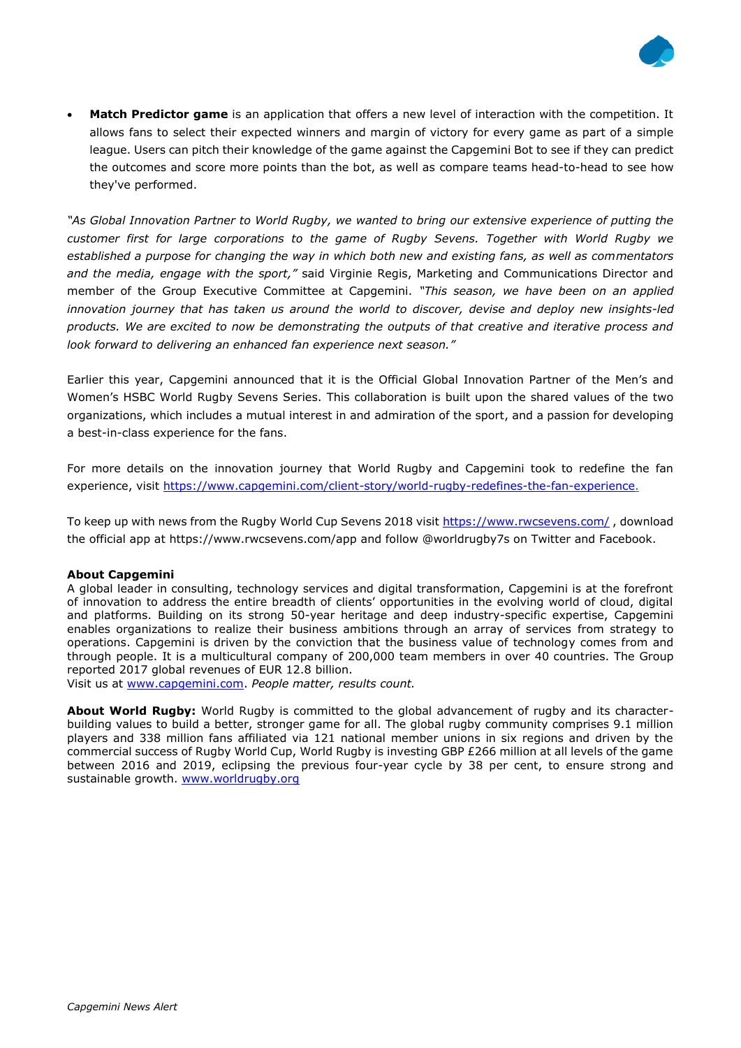- **Match Predictor game** is an application that offers a new level of interaction with the competition. It allows fans to select their expected winners and margin of victory for every game as part of a simple league. Users can pitch their knowledge of the game against the Capgemini Bot to see if they can predict the outcomes and score more points than the bot, as well as compare teams head-to-head to see how they've performed.

*"As Global Innovation Partner to World Rugby, we wanted to bring our extensive experience of putting the customer first for large corporations to the game of Rugby Sevens. Together with World Rugby we established a purpose for changing the way in which both new and existing fans, as well as commentators and the media, engage with the sport,"* said Virginie Regis, Marketing and Communications Director and member of the Group Executive Committee at Capgemini. *"This season, we have been on an applied innovation journey that has taken us around the world to discover, devise and deploy new insights-led products. We are excited to now be demonstrating the outputs of that creative and iterative process and look forward to delivering an enhanced fan experience next season."*

Earlier this year, Capgemini announced that it is the Official Global Innovation Partner of the Men's and Women's HSBC World Rugby Sevens Series. This collaboration is built upon the shared values of the two organizations, which includes a mutual interest in and admiration of the sport, and a passion for developing a best-in-class experience for the fans.

For more details on the innovation journey that World Rugby and Capgemini took to redefine the fan experience, visit https://www.capgemini.com/client-story/world-rugby-redefines-the-fan-experience.

To keep up with news from the Rugby World Cup Sevens 2018 visit https://www.rwcsevens.com/ , download the official app at https://www.rwcsevens.com/app and follow @worldrugby7s on Twitter and Facebook.

**About Capgemini**
A global leader in consulting, technology services and digital transformation, Capgemini is at the forefront of innovation to address the entire breadth of clients' opportunities in the evolving world of cloud, digital and platforms. Building on its strong 50-year heritage and deep industry-specific expertise, Capgemini enables organizations to realize their business ambitions through an array of services from strategy to operations. Capgemini is driven by the conviction that the business value of technology comes from and through people. It is a multicultural company of 200,000 team members in over 40 countries. The Group reported 2017 global revenues of EUR 12.8 billion.
Visit us at www.capgemini.com. *People matter, results count.*

**About World Rugby:** World Rugby is committed to the global advancement of rugby and its character-building values to build a better, stronger game for all. The global rugby community comprises 9.1 million players and 338 million fans affiliated via 121 national member unions in six regions and driven by the commercial success of Rugby World Cup, World Rugby is investing GBP £266 million at all levels of the game between 2016 and 2019, eclipsing the previous four-year cycle by 38 per cent, to ensure strong and sustainable growth. www.worldrugby.org